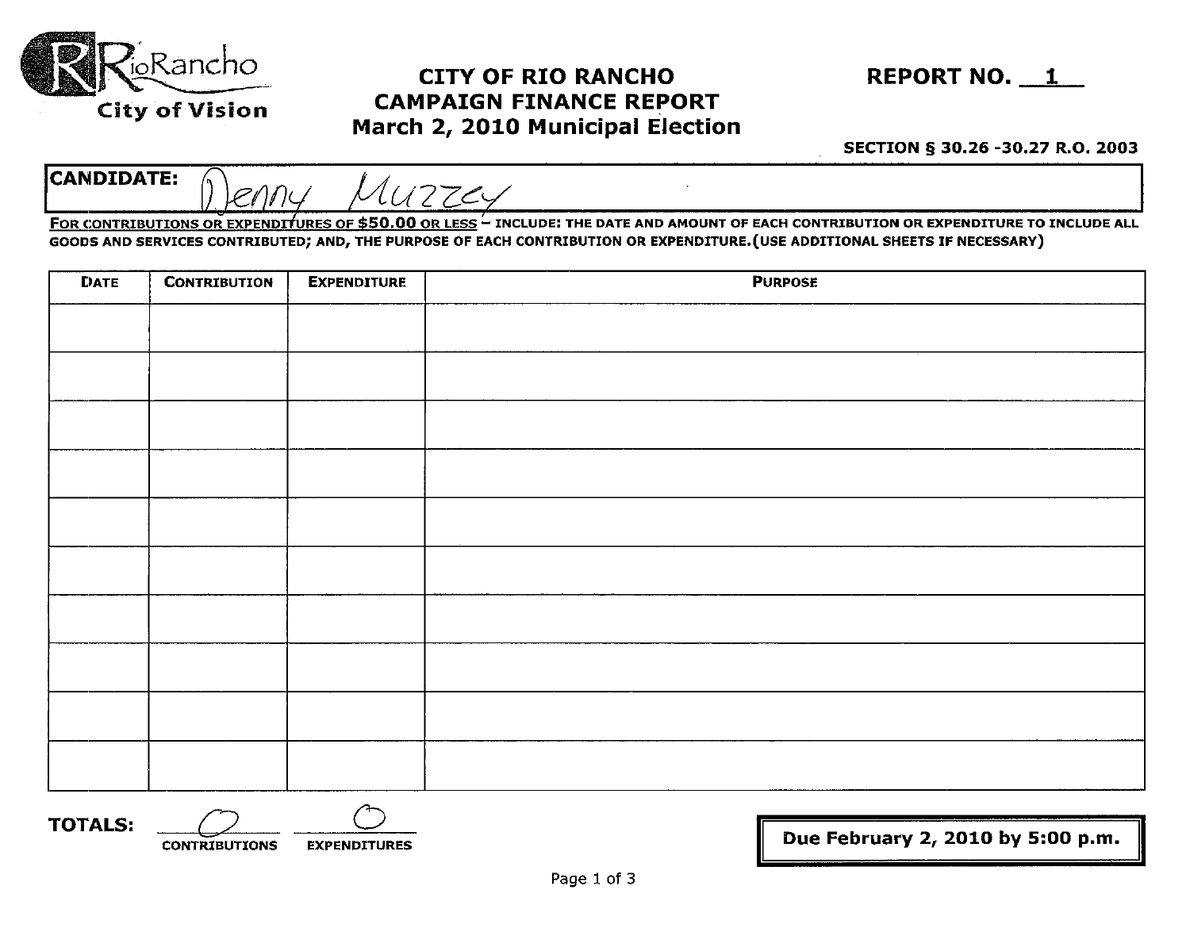RioRancho
City of Vision

# CITY OF RIO RANCHO
## CAMPAIGN FINANCE REPORT
## March 2, 2010 Municipal Election

**REPORT NO. 1**

**SECTION § 30.26 -30.27 R.O. 2003**

**CANDIDATE:** Denny Muzzey

FOR CONTRIBUTIONS OR EXPENDITURES OF $50.00 OR LESS – INCLUDE: THE DATE AND AMOUNT OF EACH CONTRIBUTION OR EXPENDITURE TO INCLUDE ALL GOODS AND SERVICES CONTRIBUTED; AND, THE PURPOSE OF EACH CONTRIBUTION OR EXPENDITURE. (USE ADDITIONAL SHEETS IF NECESSARY)

| DATE | CONTRIBUTION | EXPENDITURE | PURPOSE |
|---|---|---|---|
| | | | |
| | | | |
| | | | |
| | | | |
| | | | |
| | | | |
| | | | |
| | | | |
| | | | |
| | | | |

**TOTALS:** 0 CONTRIBUTIONS 0 EXPENDITURES

**Due February 2, 2010 by 5:00 p.m.**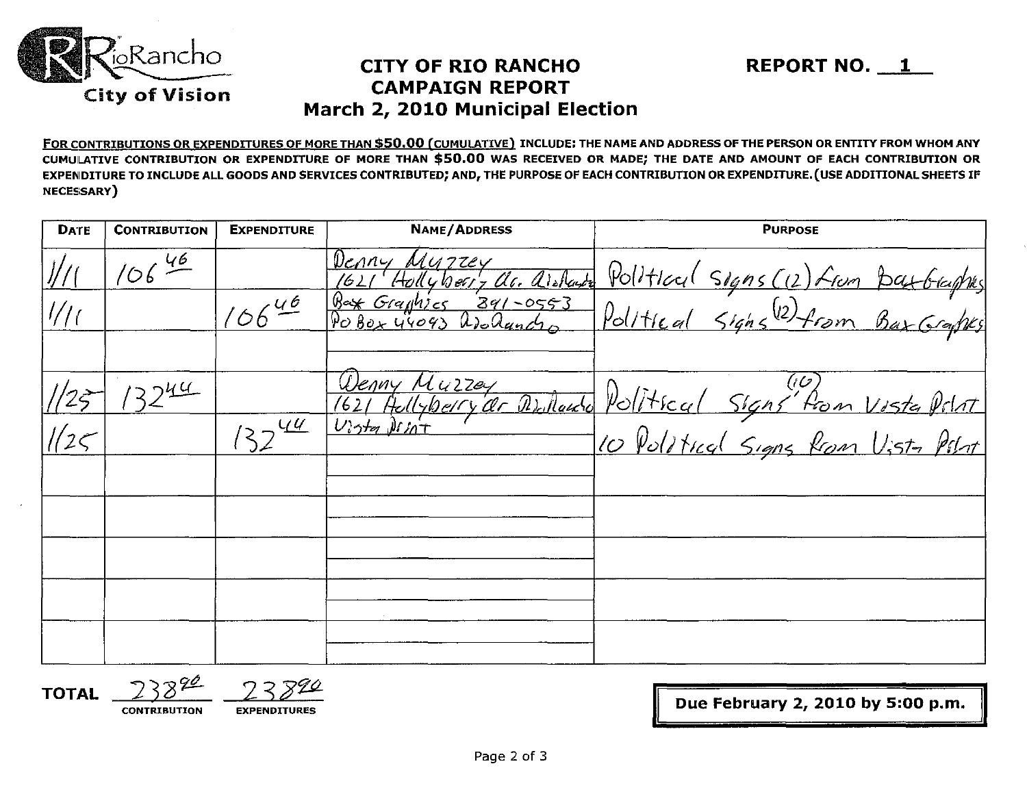RioRancho City of Vision

# CITY OF RIO RANCHO CAMPAIGN REPORT March 2, 2010 Municipal Election

**REPORT NO. 1**

**FOR CONTRIBUTIONS OR EXPENDITURES OF MORE THAN $50.00 (CUMULATIVE) INCLUDE: THE NAME AND ADDRESS OF THE PERSON OR ENTITY FROM WHOM ANY CUMULATIVE CONTRIBUTION OR EXPENDITURE OF MORE THAN $50.00 WAS RECEIVED OR MADE; THE DATE AND AMOUNT OF EACH CONTRIBUTION OR EXPENDITURE TO INCLUDE ALL GOODS AND SERVICES CONTRIBUTED; AND, THE PURPOSE OF EACH CONTRIBUTION OR EXPENDITURE. (USE ADDITIONAL SHEETS IF NECESSARY)**

| DATE | CONTRIBUTION | EXPENDITURE | NAME/ADDRESS | PURPOSE |
|---|---|---|---|---|
| 1/11 | 106.46 | | Denny Muzzey<br>1621 Hollyberry Dr. Rio Rancho | Political Signs (12) from Bax Graphics |
| 1/11 | | 106.46 | Bax Graphics 891-0553<br>PO Box 44093 Rio Rancho | Political Signs (12) from Bax Graphics |
| | | | | |
| 1/25 | 132.44 | | Denny Muzzey<br>1621 Hollyberry Dr Rio Rancho | Political Signs (10) from Vista Print |
| 1/25 | | 132.44 | Vista Print | 10 Political Signs from Vista Print |
| | | | | |
| | | | | |
| | | | | |
| | | | | |
| | | | | |

**TOTAL** 238.90 (CONTRIBUTION) 238.90 (EXPENDITURES)

**Due February 2, 2010 by 5:00 p.m.**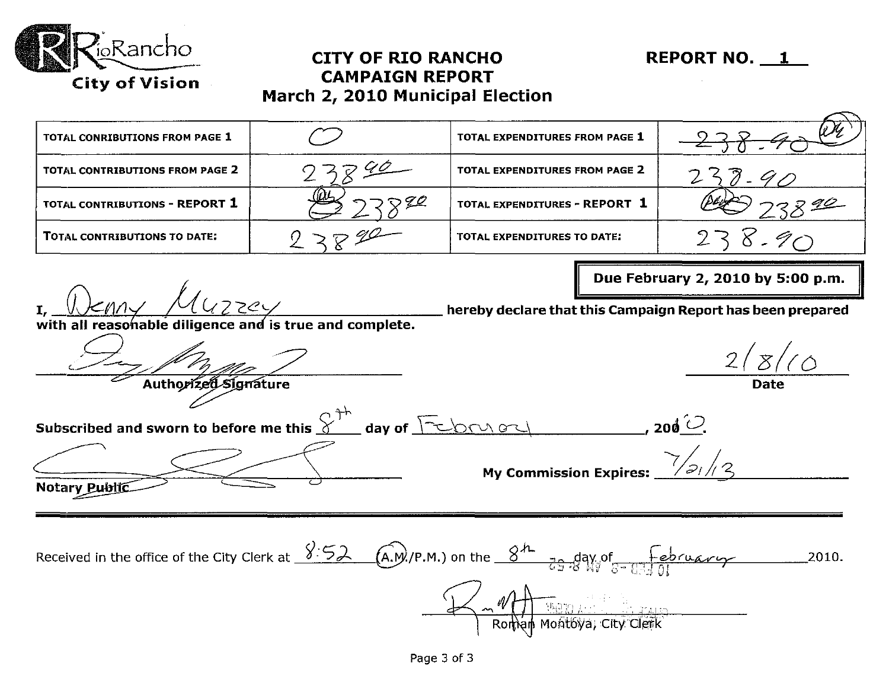RioRancho
City of Vision

# CITY OF RIO RANCHO
## CAMPAIGN REPORT
### March 2, 2010 Municipal Election

**REPORT NO. 1**

| | | | |
|---|---|---|---|
| TOTAL CONRIBUTIONS FROM PAGE 1 | 0 | TOTAL EXPENDITURES FROM PAGE 1 | ~~238.90~~ DM |
| TOTAL CONTRIBUTIONS FROM PAGE 2 | 238.90 | TOTAL EXPENDITURES FROM PAGE 2 | 238.90 |
| TOTAL CONTRIBUTIONS - REPORT 1 | DM 238.90 | TOTAL EXPENDITURES - REPORT 1 | DM 238.90 |
| TOTAL CONTRIBUTIONS TO DATE: | 238.90 | TOTAL EXPENDITURES TO DATE: | 238.90 |

**Due February 2, 2010 by 5:00 p.m.**

**I,** Denny Muzzey **hereby declare that this Campaign Report has been prepared with all reasonable diligence and is true and complete.**

[signature]
**Authorized Signature**

2/8/10
**Date**

**Subscribed and sworn to before me this** 8th **day of** February**, 2010.**

[signature]
**Notary Public**

**My Commission Expires:** 7/21/13

---

Received in the office of the City Clerk at 8:52 (A.M./P.M.) on the 8th day of February 2010.

[signature]
Roman Montoya, City Clerk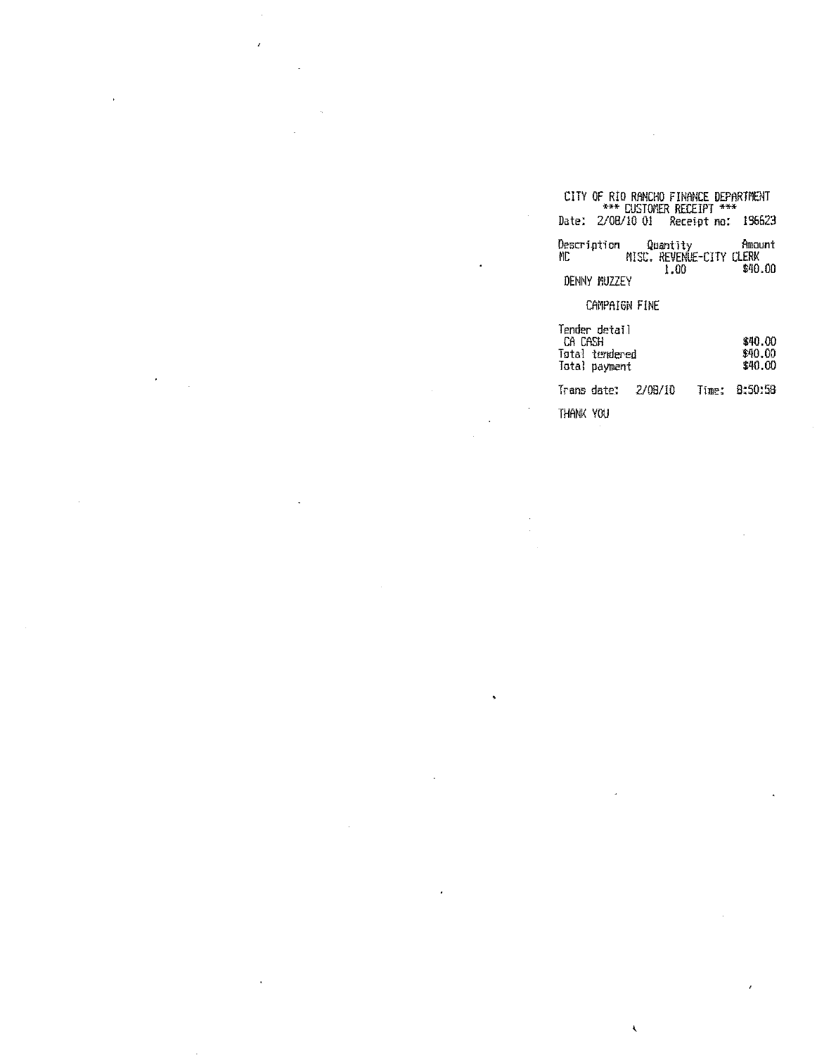CITY OF RIO RANCHO FINANCE DEPARTMENT
*** CUSTOMER RECEIPT ***
Date: 2/08/10 01 Receipt no: 196623

| Description | Quantity | Amount |
| --- | --- | --- |
| MC | MISC. REVENUE-CITY CLERK | |
| | 1.00 | $40.00 |

DENNY MUZZEY

CAMPAIGN FINE

| Tender detail | |
| --- | --- |
| CA CASH | $40.00 |
| Total tendered | $40.00 |
| Total payment | $40.00 |

Trans date: 2/08/10 Time: 8:50:58

THANK YOU